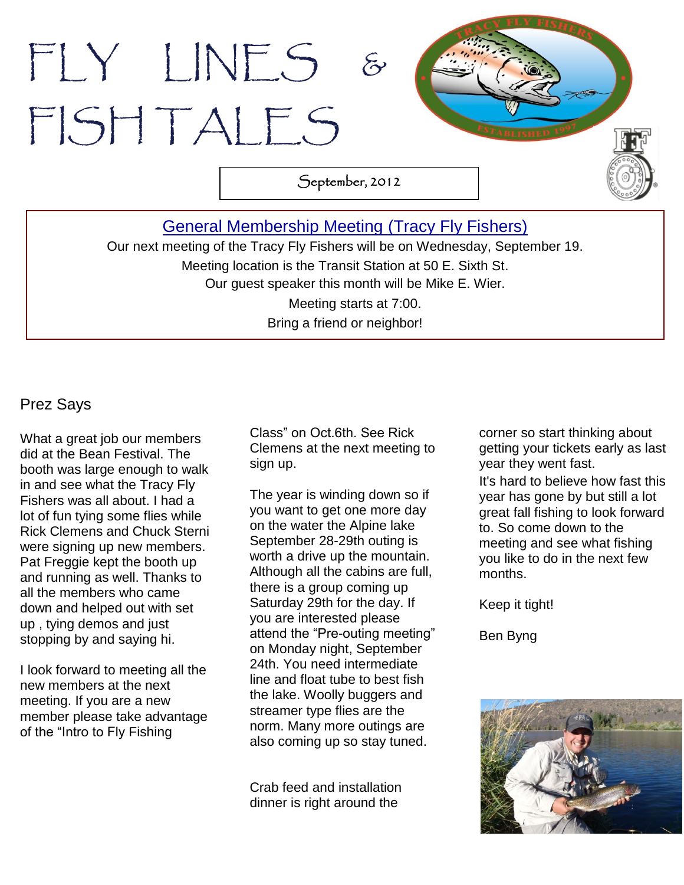# FLY LINES & FISH TALES

September, 2012

## General Membership Meeting (Tracy Fly Fishers)

Our next meeting of the Tracy Fly Fishers will be on Wednesday, September 19.
Meeting location is the Transit Station at 50 E. Sixth St.
Our guest speaker this month will be Mike E. Wier.
Meeting starts at 7:00.
Bring a friend or neighbor!

## Prez Says

What a great job our members did at the Bean Festival. The booth was large enough to walk in and see what the Tracy Fly Fishers was all about. I had a lot of fun tying some flies while Rick Clemens and Chuck Sterni were signing up new members. Pat Freggie kept the booth up and running as well. Thanks to all the members who came down and helped out with set up , tying demos and just stopping by and saying hi.

I look forward to meeting all the new members at the next meeting. If you are a new member please take advantage of the "Intro to Fly Fishing Class" on Oct.6th. See Rick Clemens at the next meeting to sign up.

The year is winding down so if you want to get one more day on the water the Alpine lake September 28-29th outing is worth a drive up the mountain. Although all the cabins are full, there is a group coming up Saturday 29th for the day. If you are interested please attend the "Pre-outing meeting" on Monday night, September 24th. You need intermediate line and float tube to best fish the lake. Woolly buggers and streamer type flies are the norm. Many more outings are also coming up so stay tuned.

Crab feed and installation dinner is right around the corner so start thinking about getting your tickets early as last year they went fast.

It's hard to believe how fast this year has gone by but still a lot great fall fishing to look forward to. So come down to the meeting and see what fishing you like to do in the next few months.

Keep it tight!

Ben Byng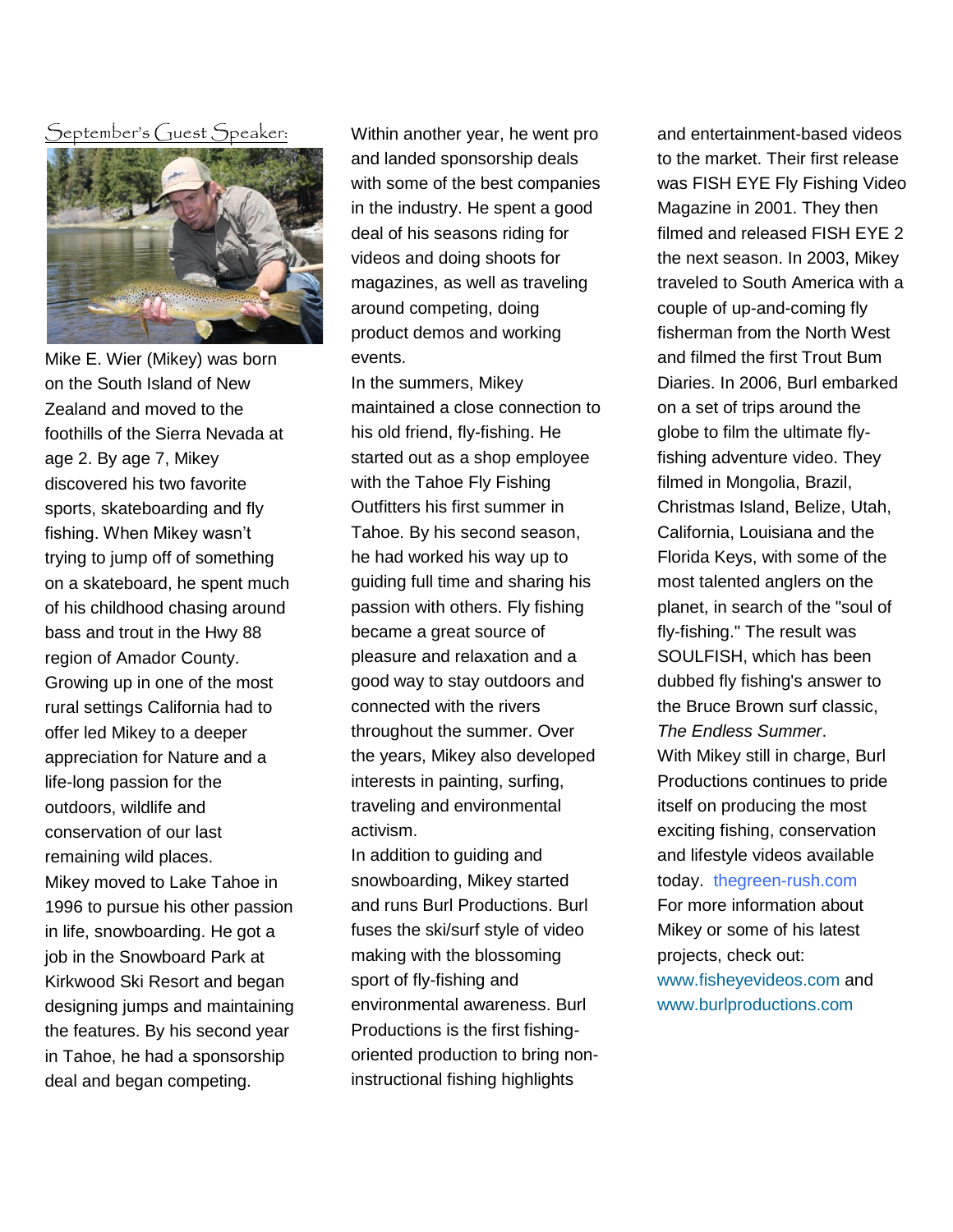## September's Guest Speaker:

Mike E. Wier (Mikey) was born on the South Island of New Zealand and moved to the foothills of the Sierra Nevada at age 2. By age 7, Mikey discovered his two favorite sports, skateboarding and fly fishing. When Mikey wasn't trying to jump off of something on a skateboard, he spent much of his childhood chasing around bass and trout in the Hwy 88 region of Amador County. Growing up in one of the most rural settings California had to offer led Mikey to a deeper appreciation for Nature and a life-long passion for the outdoors, wildlife and conservation of our last remaining wild places.

Mikey moved to Lake Tahoe in 1996 to pursue his other passion in life, snowboarding. He got a job in the Snowboard Park at Kirkwood Ski Resort and began designing jumps and maintaining the features. By his second year in Tahoe, he had a sponsorship deal and began competing. Within another year, he went pro and landed sponsorship deals with some of the best companies in the industry. He spent a good deal of his seasons riding for videos and doing shoots for magazines, as well as traveling around competing, doing product demos and working events.

In the summers, Mikey maintained a close connection to his old friend, fly-fishing. He started out as a shop employee with the Tahoe Fly Fishing Outfitters his first summer in Tahoe. By his second season, he had worked his way up to guiding full time and sharing his passion with others. Fly fishing became a great source of pleasure and relaxation and a good way to stay outdoors and connected with the rivers throughout the summer. Over the years, Mikey also developed interests in painting, surfing, traveling and environmental activism.

In addition to guiding and snowboarding, Mikey started and runs Burl Productions. Burl fuses the ski/surf style of video making with the blossoming sport of fly-fishing and environmental awareness. Burl Productions is the first fishing-oriented production to bring non-instructional fishing highlights and entertainment-based videos to the market. Their first release was FISH EYE Fly Fishing Video Magazine in 2001. They then filmed and released FISH EYE 2 the next season. In 2003, Mikey traveled to South America with a couple of up-and-coming fly fisherman from the North West and filmed the first Trout Bum Diaries. In 2006, Burl embarked on a set of trips around the globe to film the ultimate fly-fishing adventure video. They filmed in Mongolia, Brazil, Christmas Island, Belize, Utah, California, Louisiana and the Florida Keys, with some of the most talented anglers on the planet, in search of the "soul of fly-fishing." The result was SOULFISH, which has been dubbed fly fishing's answer to the Bruce Brown surf classic, *The Endless Summer*.

With Mikey still in charge, Burl Productions continues to pride itself on producing the most exciting fishing, conservation and lifestyle videos available today. thegreen-rush.com

For more information about Mikey or some of his latest projects, check out: www.fisheyevideos.com and www.burlproductions.com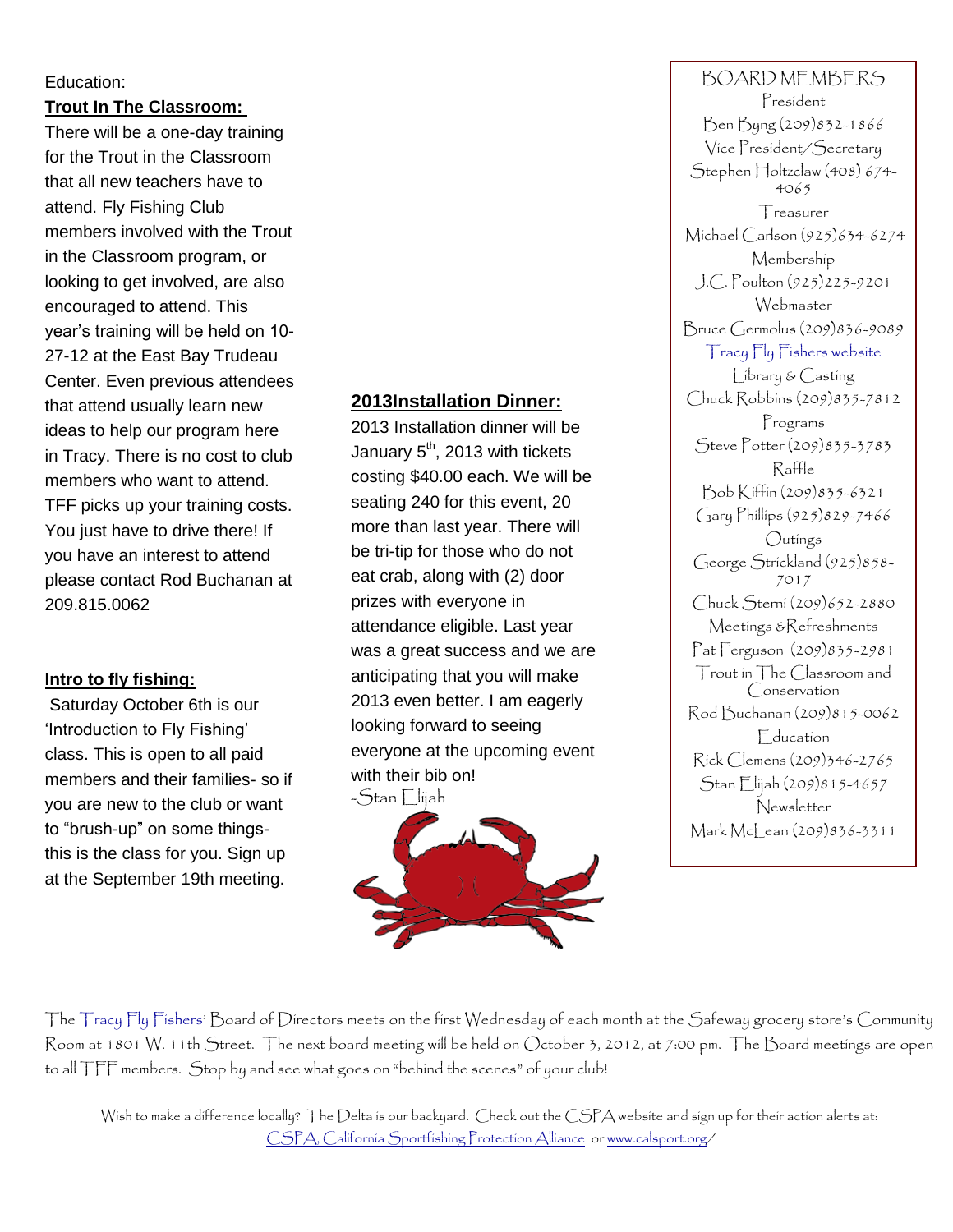Education:

**Trout In The Classroom:**

There will be a one-day training for the Trout in the Classroom that all new teachers have to attend. Fly Fishing Club members involved with the Trout in the Classroom program, or looking to get involved, are also encouraged to attend. This year's training will be held on 10-27-12 at the East Bay Trudeau Center. Even previous attendees that attend usually learn new ideas to help our program here in Tracy. There is no cost to club members who want to attend. TFF picks up your training costs. You just have to drive there! If you have an interest to attend please contact Rod Buchanan at 209.815.0062

**Intro to fly fishing:**

Saturday October 6th is our 'Introduction to Fly Fishing' class. This is open to all paid members and their families- so if you are new to the club or want to "brush-up" on some things- this is the class for you. Sign up at the September 19th meeting.

**2013Installation Dinner:**

2013 Installation dinner will be January 5th, 2013 with tickets costing $40.00 each. We will be seating 240 for this event, 20 more than last year. There will be tri-tip for those who do not eat crab, along with (2) door prizes with everyone in attendance eligible. Last year was a great success and we are anticipating that you will make 2013 even better. I am eagerly looking forward to seeing everyone at the upcoming event with their bib on!

-Stan Elijah

BOARD MEMBERS

President
Ben Byng (209)832-1866

Vice President/Secretary
Stephen Holtzclaw (408) 674-4065

Treasurer
Michael Carlson (925)634-6274

Membership
J.C. Poulton (925)225-9201

Webmaster
Bruce Germolus (209)836-9089
Tracy Fly Fishers website

Library & Casting
Chuck Robbins (209)835-7812

Programs
Steve Potter (209)835-3783

Raffle
Bob Kiffin (209)835-6321
Gary Phillips (925)829-7466

Outings
George Strickland (925)858-7017
Chuck Sterni (209)652-2880

Meetings &Refreshments
Pat Ferguson (209)835-2981

Trout in The Classroom and Conservation
Rod Buchanan (209)815-0062

Education
Rick Clemens (209)346-2765
Stan Elijah (209)815-4657

Newsletter
Mark McLean (209)836-3311

The Tracy Fly Fishers' Board of Directors meets on the first Wednesday of each month at the Safeway grocery store's Community Room at 1801 W. 11th Street. The next board meeting will be held on October 3, 2012, at 7:00 pm. The Board meetings are open to all TFF members. Stop by and see what goes on "behind the scenes" of your club!

Wish to make a difference locally? The Delta is our backyard. Check out the CSPA website and sign up for their action alerts at: CSPA, California Sportfishing Protection Alliance or www.calsport.org/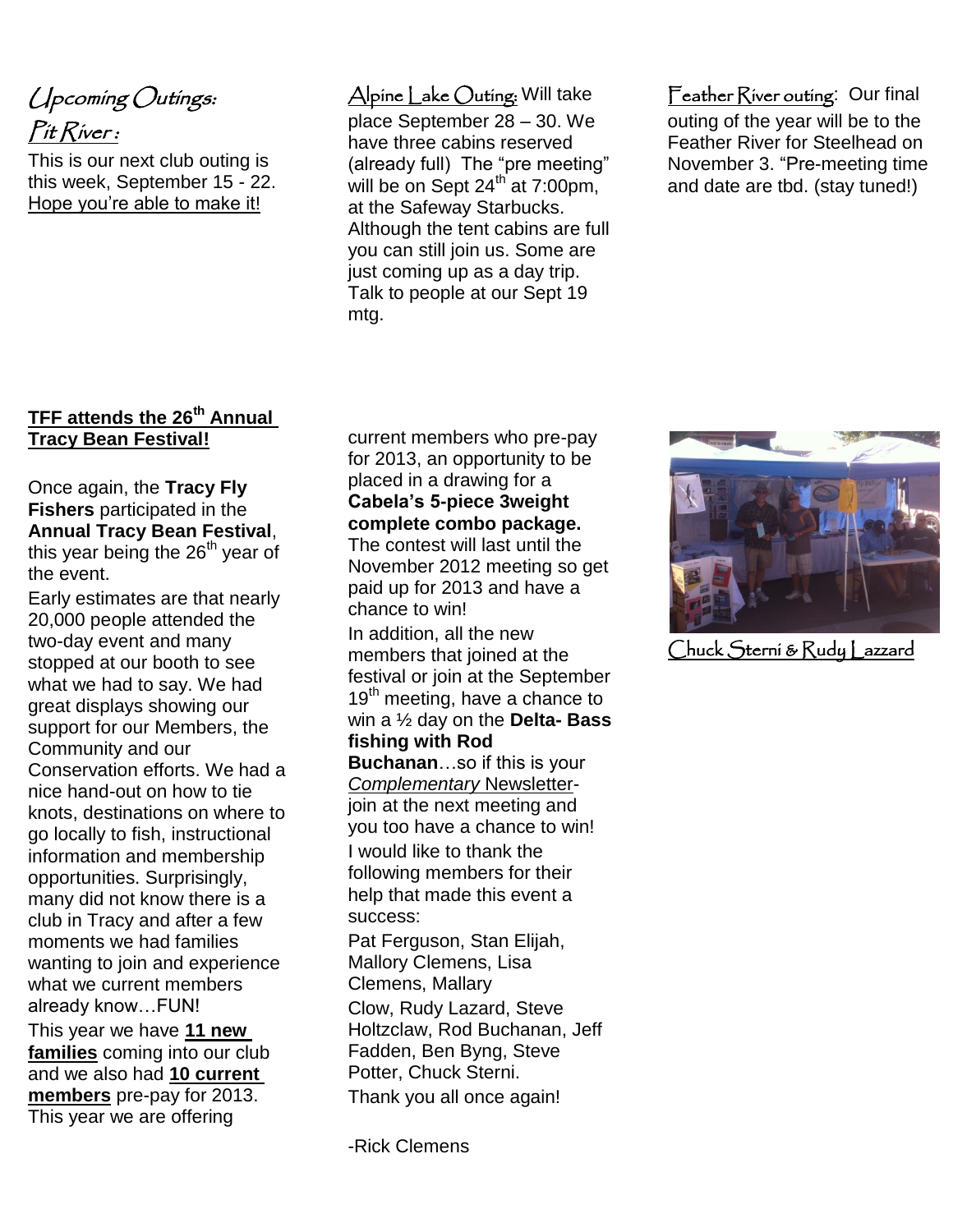## Upcoming Outings:

### Pit River :

This is our next club outing is this week, September 15 - 22. Hope you're able to make it!

### Alpine Lake Outing:

Will take place September 28 – 30. We have three cabins reserved (already full) The "pre meeting" will be on Sept 24th at 7:00pm, at the Safeway Starbucks. Although the tent cabins are full you can still join us. Some are just coming up as a day trip. Talk to people at our Sept 19 mtg.

### Feather River outing:

Our final outing of the year will be to the Feather River for Steelhead on November 3. "Pre-meeting time and date are tbd. (stay tuned!)

## TFF attends the 26th Annual Tracy Bean Festival!

Once again, the **Tracy Fly Fishers** participated in the **Annual Tracy Bean Festival**, this year being the 26th year of the event.

Early estimates are that nearly 20,000 people attended the two-day event and many stopped at our booth to see what we had to say. We had great displays showing our support for our Members, the Community and our Conservation efforts. We had a nice hand-out on how to tie knots, destinations on where to go locally to fish, instructional information and membership opportunities. Surprisingly, many did not know there is a club in Tracy and after a few moments we had families wanting to join and experience what we current members already know…FUN!

This year we have **11 new families** coming into our club and we also had **10 current members** pre-pay for 2013. This year we are offering current members who pre-pay for 2013, an opportunity to be placed in a drawing for a **Cabela's 5-piece 3weight complete combo package.** The contest will last until the November 2012 meeting so get paid up for 2013 and have a chance to win!

In addition, all the new members that joined at the festival or join at the September 19th meeting, have a chance to win a ½ day on the **Delta- Bass fishing with Rod Buchanan**…so if this is your *Complementary* Newsletter- join at the next meeting and you too have a chance to win!

I would like to thank the following members for their help that made this event a success:

Pat Ferguson, Stan Elijah, Mallory Clemens, Lisa Clemens, Mallary Clow, Rudy Lazard, Steve Holtzclaw, Rod Buchanan, Jeff Fadden, Ben Byng, Steve Potter, Chuck Sterni.

Thank you all once again!

-Rick Clemens

Chuck Sterni & Rudy Lazzard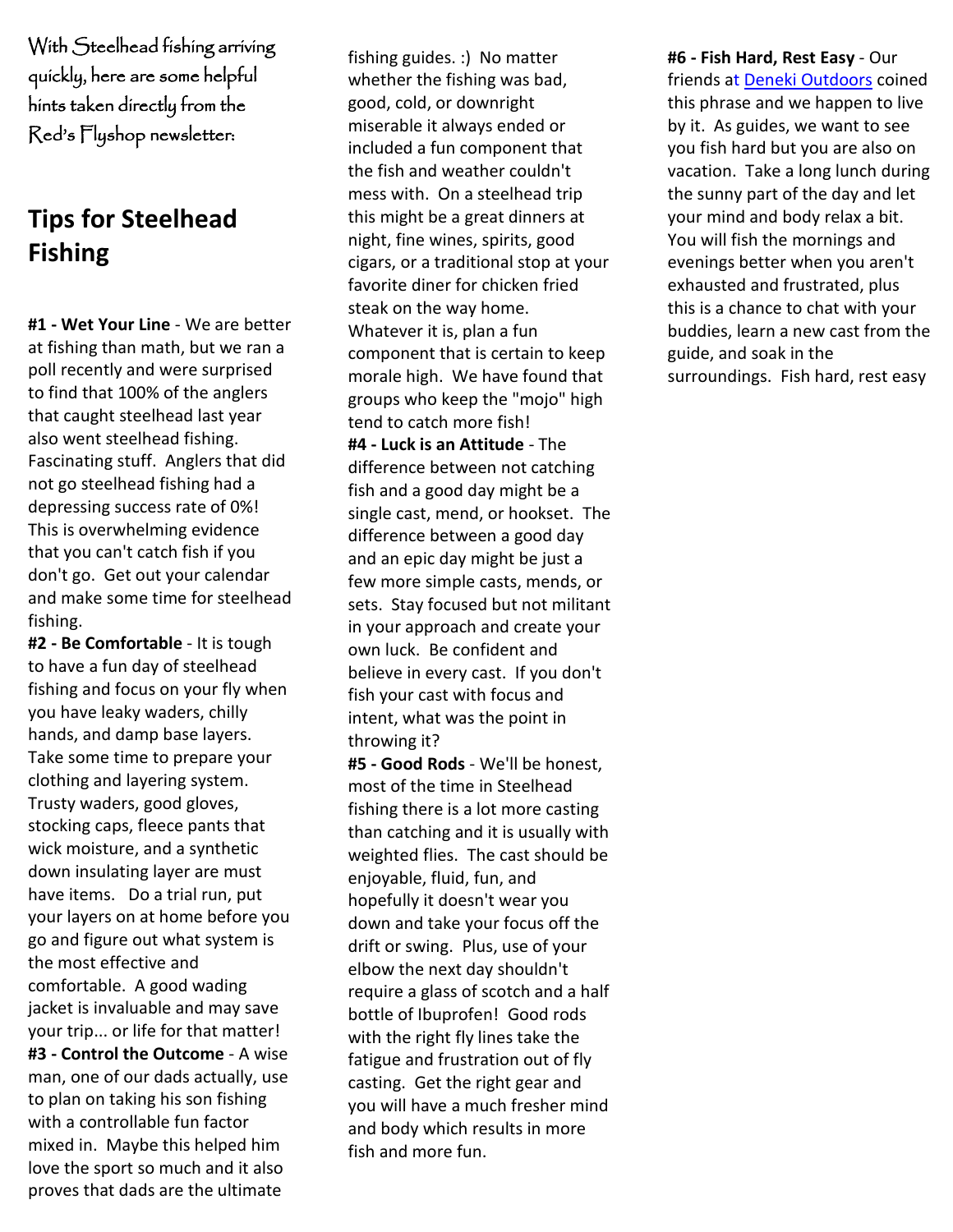With Steelhead fishing arriving quickly, here are some helpful hints taken directly from the Red's Flyshop newsletter:

## Tips for Steelhead Fishing

**#1 - Wet Your Line** - We are better at fishing than math, but we ran a poll recently and were surprised to find that 100% of the anglers that caught steelhead last year also went steelhead fishing. Fascinating stuff. Anglers that did not go steelhead fishing had a depressing success rate of 0%! This is overwhelming evidence that you can't catch fish if you don't go. Get out your calendar and make some time for steelhead fishing.

**#2 - Be Comfortable** - It is tough to have a fun day of steelhead fishing and focus on your fly when you have leaky waders, chilly hands, and damp base layers. Take some time to prepare your clothing and layering system. Trusty waders, good gloves, stocking caps, fleece pants that wick moisture, and a synthetic down insulating layer are must have items. Do a trial run, put your layers on at home before you go and figure out what system is the most effective and comfortable. A good wading jacket is invaluable and may save your trip... or life for that matter!

**#3 - Control the Outcome** - A wise man, one of our dads actually, use to plan on taking his son fishing with a controllable fun factor mixed in. Maybe this helped him love the sport so much and it also proves that dads are the ultimate fishing guides. :) No matter whether the fishing was bad, good, cold, or downright miserable it always ended or included a fun component that the fish and weather couldn't mess with. On a steelhead trip this might be a great dinners at night, fine wines, spirits, good cigars, or a traditional stop at your favorite diner for chicken fried steak on the way home. Whatever it is, plan a fun component that is certain to keep morale high. We have found that groups who keep the "mojo" high tend to catch more fish!

**#4 - Luck is an Attitude** - The difference between not catching fish and a good day might be a single cast, mend, or hookset. The difference between a good day and an epic day might be just a few more simple casts, mends, or sets. Stay focused but not militant in your approach and create your own luck. Be confident and believe in every cast. If you don't fish your cast with focus and intent, what was the point in throwing it?

**#5 - Good Rods** - We'll be honest, most of the time in Steelhead fishing there is a lot more casting than catching and it is usually with weighted flies. The cast should be enjoyable, fluid, fun, and hopefully it doesn't wear you down and take your focus off the drift or swing. Plus, use of your elbow the next day shouldn't require a glass of scotch and a half bottle of Ibuprofen! Good rods with the right fly lines take the fatigue and frustration out of fly casting. Get the right gear and you will have a much fresher mind and body which results in more fish and more fun.

**#6 - Fish Hard, Rest Easy** - Our friends at Deneki Outdoors coined this phrase and we happen to live by it. As guides, we want to see you fish hard but you are also on vacation. Take a long lunch during the sunny part of the day and let your mind and body relax a bit. You will fish the mornings and evenings better when you aren't exhausted and frustrated, plus this is a chance to chat with your buddies, learn a new cast from the guide, and soak in the surroundings. Fish hard, rest easy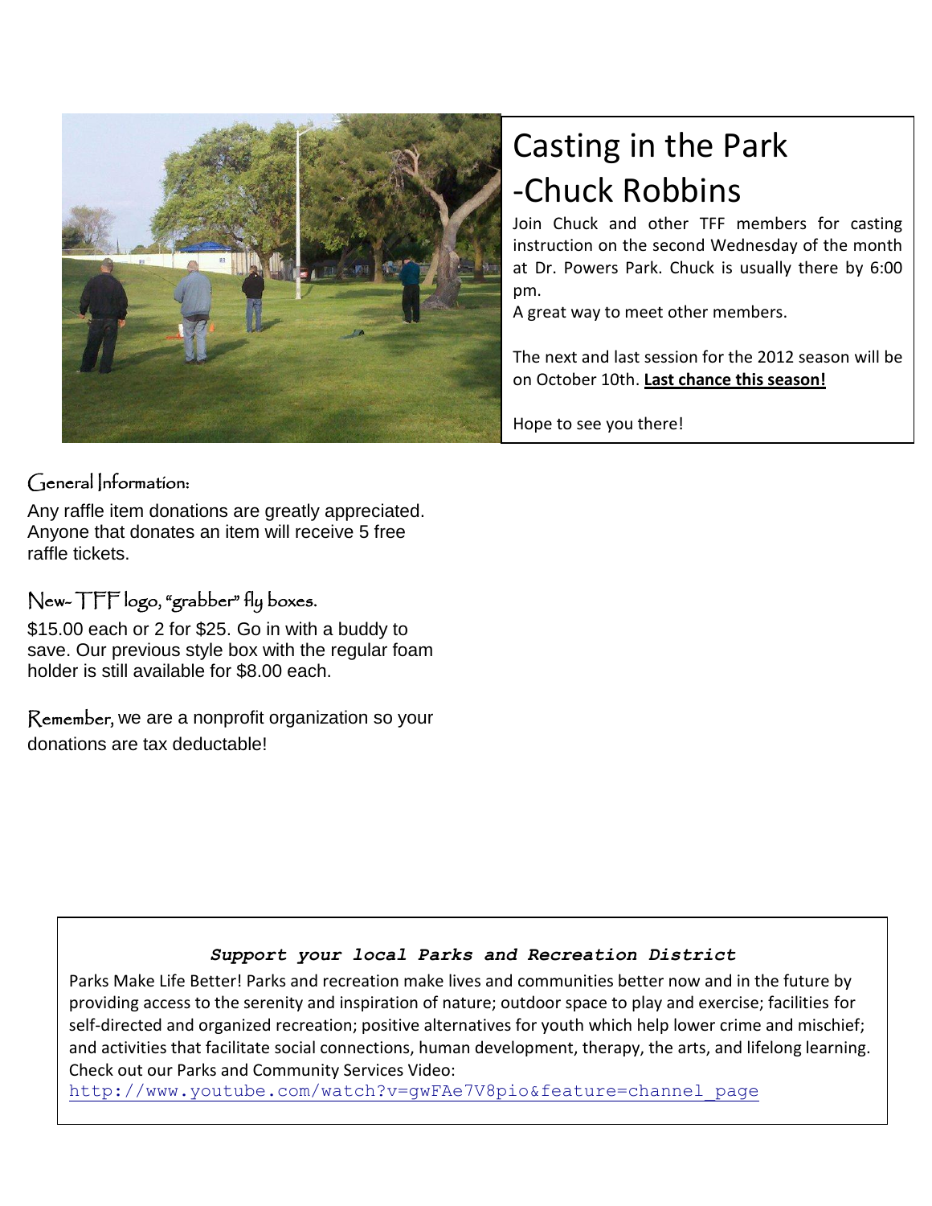# Casting in the Park -Chuck Robbins

Join Chuck and other TFF members for casting instruction on the second Wednesday of the month at Dr. Powers Park. Chuck is usually there by 6:00 pm.

A great way to meet other members.

The next and last session for the 2012 season will be on October 10th. **Last chance this season!**

Hope to see you there!

## General Information:

Any raffle item donations are greatly appreciated. Anyone that donates an item will receive 5 free raffle tickets.

## New- TFF logo, "grabber" fly boxes.

$15.00 each or 2 for $25. Go in with a buddy to save. Our previous style box with the regular foam holder is still available for $8.00 each.

Remember, we are a nonprofit organization so your donations are tax deductable!

***Support your local Parks and Recreation District***

Parks Make Life Better! Parks and recreation make lives and communities better now and in the future by providing access to the serenity and inspiration of nature; outdoor space to play and exercise; facilities for self-directed and organized recreation; positive alternatives for youth which help lower crime and mischief; and activities that facilitate social connections, human development, therapy, the arts, and lifelong learning. Check out our Parks and Community Services Video:
http://www.youtube.com/watch?v=gwFAe7V8pio&feature=channel_page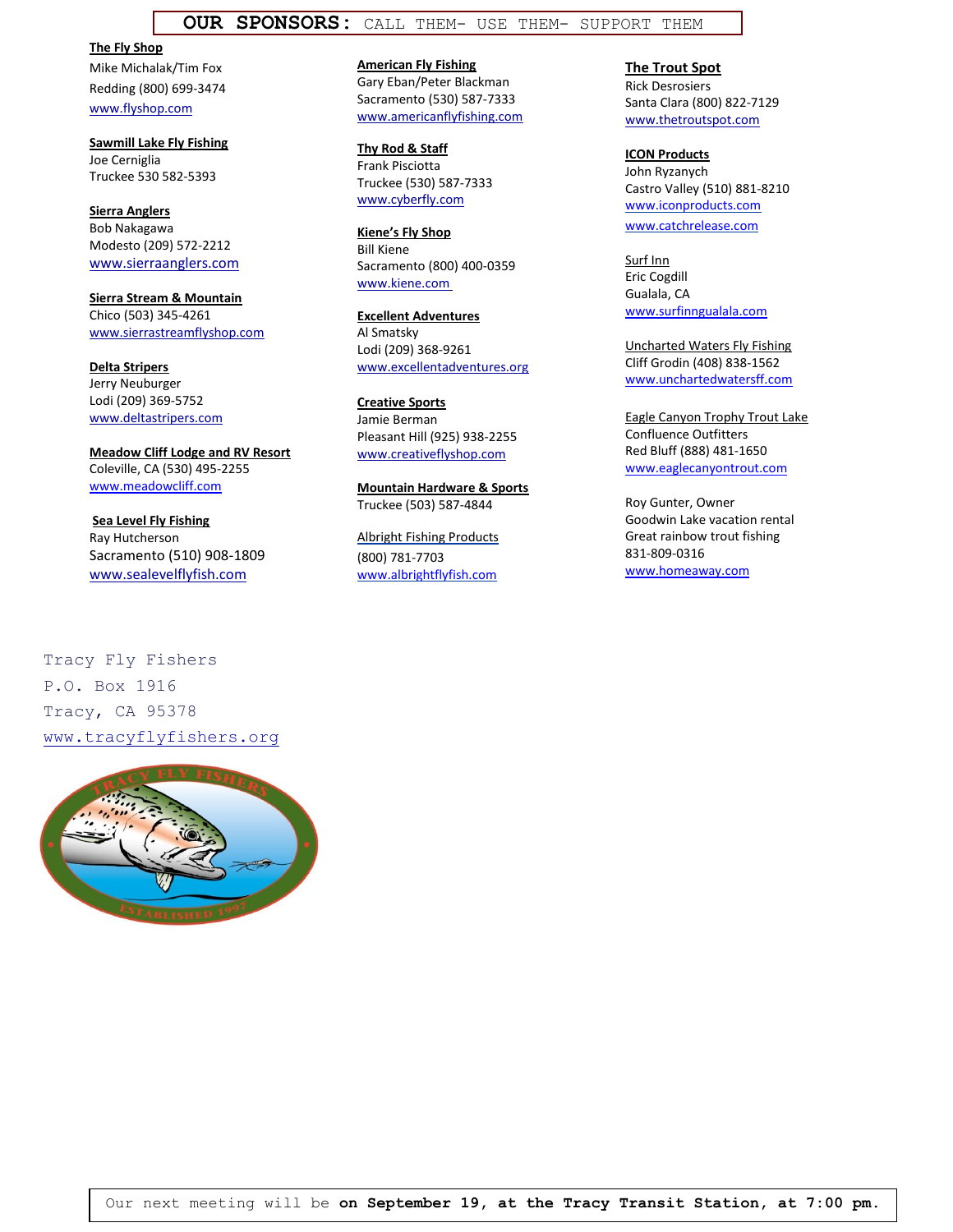**OUR SPONSORS:** CALL THEM- USE THEM- SUPPORT THEM

**The Fly Shop**
Mike Michalak/Tim Fox
Redding (800) 699-3474
www.flyshop.com

**Sawmill Lake Fly Fishing**
Joe Cerniglia
Truckee 530 582-5393

**Sierra Anglers**
Bob Nakagawa
Modesto (209) 572-2212
www.sierraanglers.com

**Sierra Stream & Mountain**
Chico (503) 345-4261
www.sierrastreamflyshop.com

**Delta Stripers**
Jerry Neuburger
Lodi (209) 369-5752
www.deltastripers.com

**Meadow Cliff Lodge and RV Resort**
Coleville, CA (530) 495-2255
www.meadowcliff.com

**Sea Level Fly Fishing**
Ray Hutcherson
Sacramento (510) 908-1809
www.sealevelflyfish.com

**American Fly Fishing**
Gary Eban/Peter Blackman
Sacramento (530) 587-7333
www.americanflyfishing.com

**Thy Rod & Staff**
Frank Pisciotta
Truckee (530) 587-7333
www.cyberfly.com

**Kiene's Fly Shop**
Bill Kiene
Sacramento (800) 400-0359
www.kiene.com

**Excellent Adventures**
Al Smatsky
Lodi (209) 368-9261
www.excellentadventures.org

**Creative Sports**
Jamie Berman
Pleasant Hill (925) 938-2255
www.creativeflyshop.com

**Mountain Hardware & Sports**
Truckee (503) 587-4844

Albright Fishing Products
(800) 781-7703
www.albrightflyfish.com

**The Trout Spot**
Rick Desrosiers
Santa Clara (800) 822-7129
www.thetroutspot.com

**ICON Products**
John Ryzanych
Castro Valley (510) 881-8210
www.iconproducts.com
www.catchrelease.com

Surf Inn
Eric Cogdill
Gualala, CA
www.surfinngualala.com

Uncharted Waters Fly Fishing
Cliff Grodin (408) 838-1562
www.unchartedwatersff.com

Eagle Canyon Trophy Trout Lake
Confluence Outfitters
Red Bluff (888) 481-1650
www.eaglecanyontrout.com

Roy Gunter, Owner
Goodwin Lake vacation rental
Great rainbow trout fishing
831-809-0316
www.homeaway.com

Tracy Fly Fishers
P.O. Box 1916
Tracy, CA 95378
www.tracyflyfishers.org

Our next meeting will be **on September 19, at the Tracy Transit Station, at 7:00 pm.**